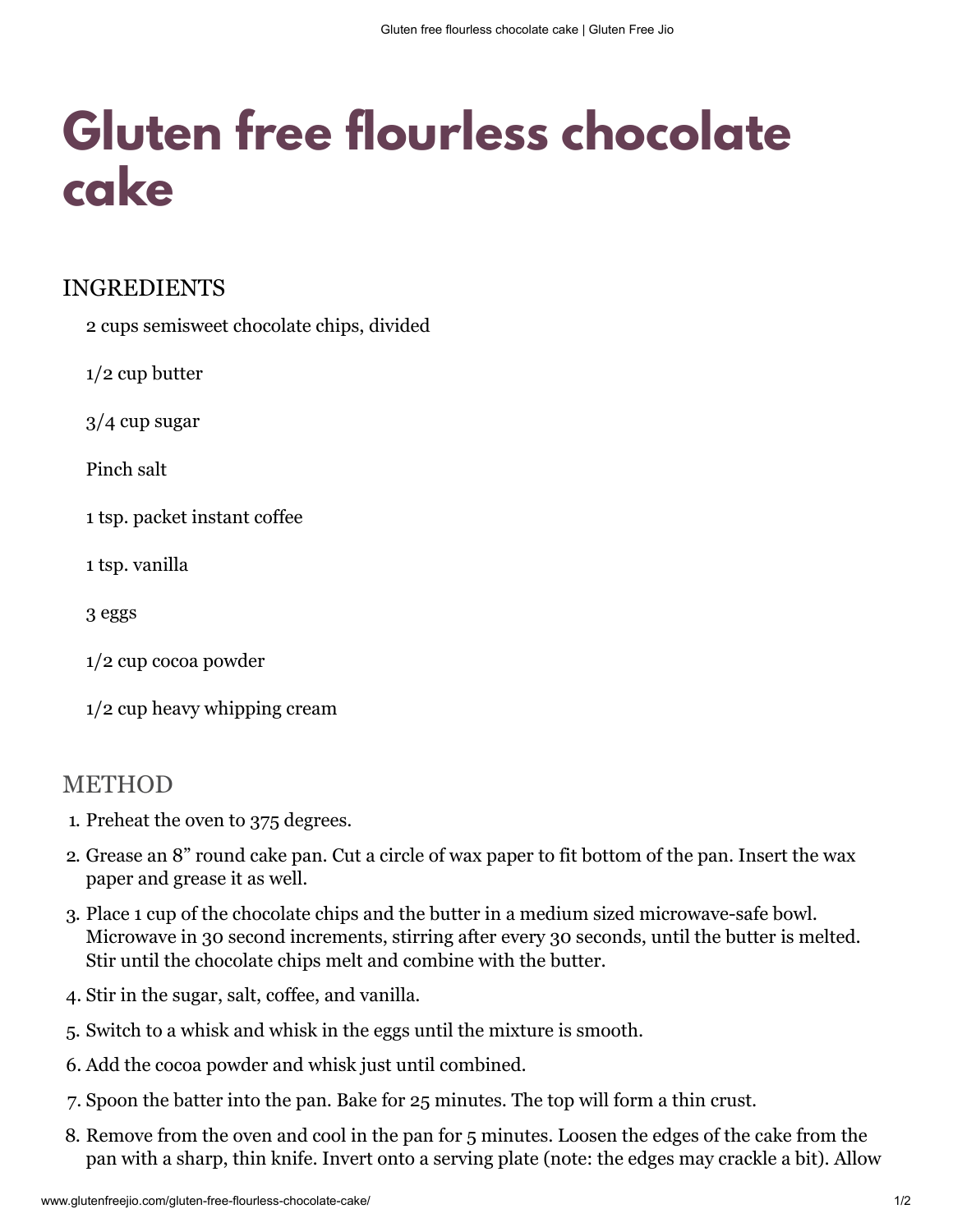# Gluten free flourless chocolate cake

## INGREDIENTS

2 cups semisweet chocolate chips, divided

1/2 cup butter

3/4 cup sugar

Pinch salt

1 tsp. packet instant coffee

1 tsp. vanilla

3 eggs

1/2 cup cocoa powder

1/2 cup heavy whipping cream

## METHOD

1. Preheat the oven to 375 degrees.
2. Grease an 8" round cake pan. Cut a circle of wax paper to fit bottom of the pan. Insert the wax paper and grease it as well.
3. Place 1 cup of the chocolate chips and the butter in a medium sized microwave-safe bowl. Microwave in 30 second increments, stirring after every 30 seconds, until the butter is melted. Stir until the chocolate chips melt and combine with the butter.
4. Stir in the sugar, salt, coffee, and vanilla.
5. Switch to a whisk and whisk in the eggs until the mixture is smooth.
6. Add the cocoa powder and whisk just until combined.
7. Spoon the batter into the pan. Bake for 25 minutes. The top will form a thin crust.
8. Remove from the oven and cool in the pan for 5 minutes. Loosen the edges of the cake from the pan with a sharp, thin knife. Invert onto a serving plate (note: the edges may crackle a bit). Allow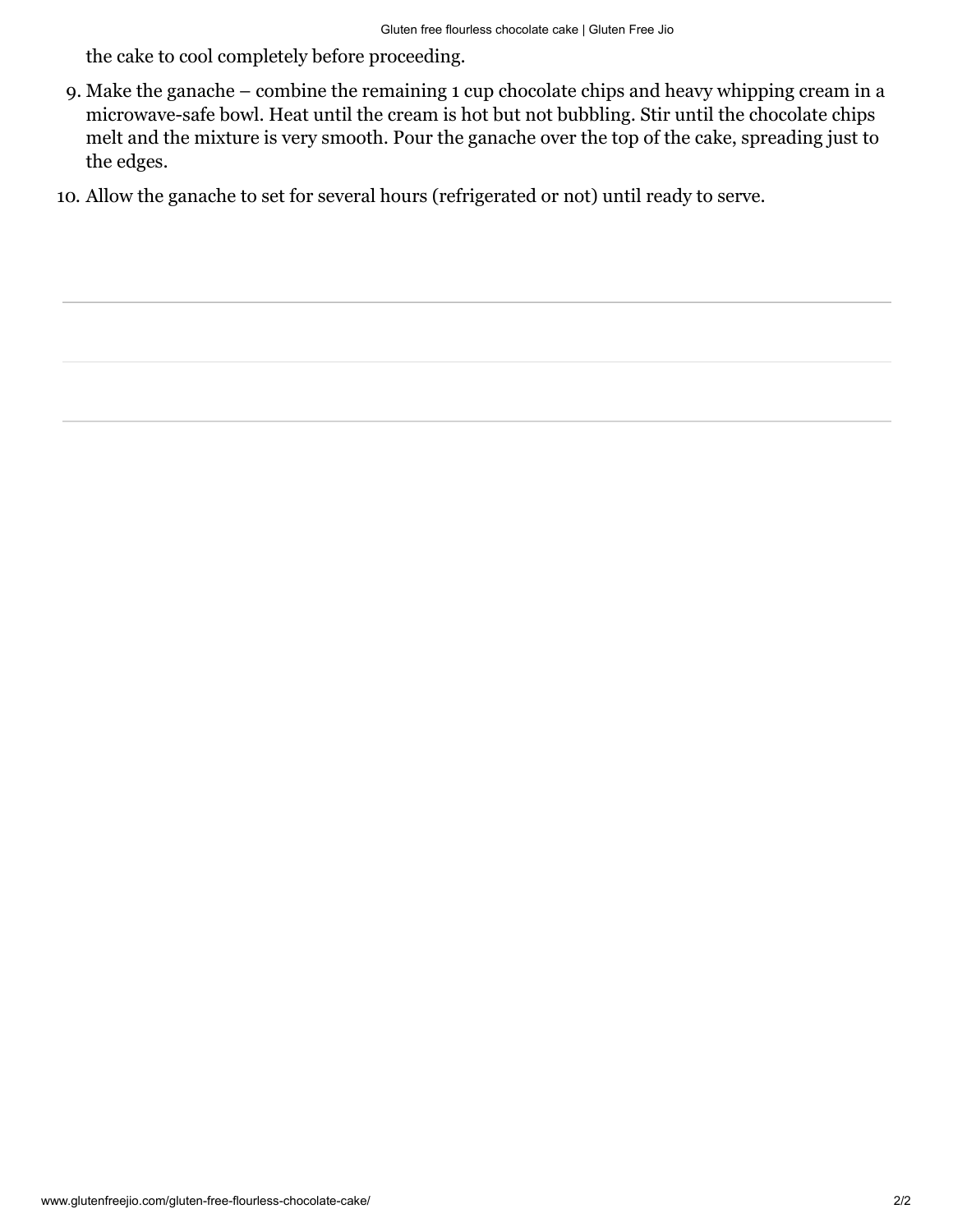the cake to cool completely before proceeding.

9. Make the ganache – combine the remaining 1 cup chocolate chips and heavy whipping cream in a microwave-safe bowl. Heat until the cream is hot but not bubbling. Stir until the chocolate chips melt and the mixture is very smooth. Pour the ganache over the top of the cake, spreading just to the edges.
10. Allow the ganache to set for several hours (refrigerated or not) until ready to serve.